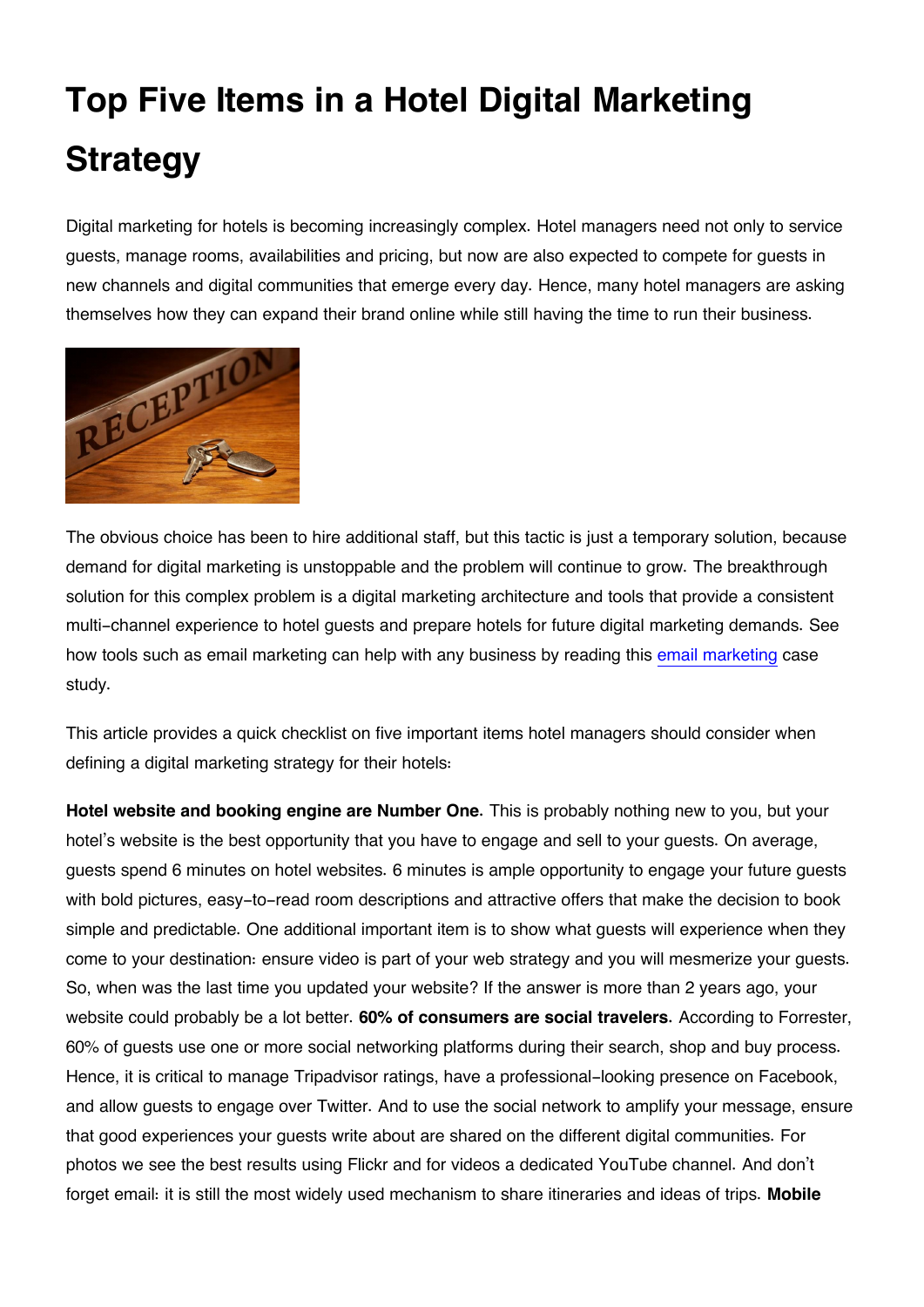# Top Five Items in a Hotel Digital Marketing Strategy

Digital marketing for hotels is becoming increasingly complex. Hotel managers need not only to service guests, manage rooms, availabilities and pricing, but now are also expected to compete for guests in new channels and digital communities that emerge every day. Hence, many hotel managers are asking themselves how they can expand their brand online while still having the time to run their business.

The obvious choice has been to hire additional staff, but this tactic is just a temporary solution, because demand for digital marketing is unstoppable and the problem will continue to grow. The breakthrough solution for this complex problem is a digital marketing architecture and tools that provide a consistent multi-channel experience to hotel guests and prepare hotels for future digital marketing demands. See how tools such as email marketing can help with any business by reading this email marketing case study.

This article provides a quick checklist on five important items hotel managers should consider when defining a digital marketing strategy for their hotels:

**Hotel website and booking engine are Number One**. This is probably nothing new to you, but your hotel's website is the best opportunity that you have to engage and sell to your guests. On average, guests spend 6 minutes on hotel websites. 6 minutes is ample opportunity to engage your future guests with bold pictures, easy-to-read room descriptions and attractive offers that make the decision to book simple and predictable. One additional important item is to show what guests will experience when they come to your destination: ensure video is part of your web strategy and you will mesmerize your guests. So, when was the last time you updated your website? If the answer is more than 2 years ago, your website could probably be a lot better. **60% of consumers are social travelers**. According to Forrester, 60% of guests use one or more social networking platforms during their search, shop and buy process. Hence, it is critical to manage Tripadvisor ratings, have a professional-looking presence on Facebook, and allow guests to engage over Twitter. And to use the social network to amplify your message, ensure that good experiences your guests write about are shared on the different digital communities. For photos we see the best results using Flickr and for videos a dedicated YouTube channel. And don't forget email: it is still the most widely used mechanism to share itineraries and ideas of trips. **Mobile**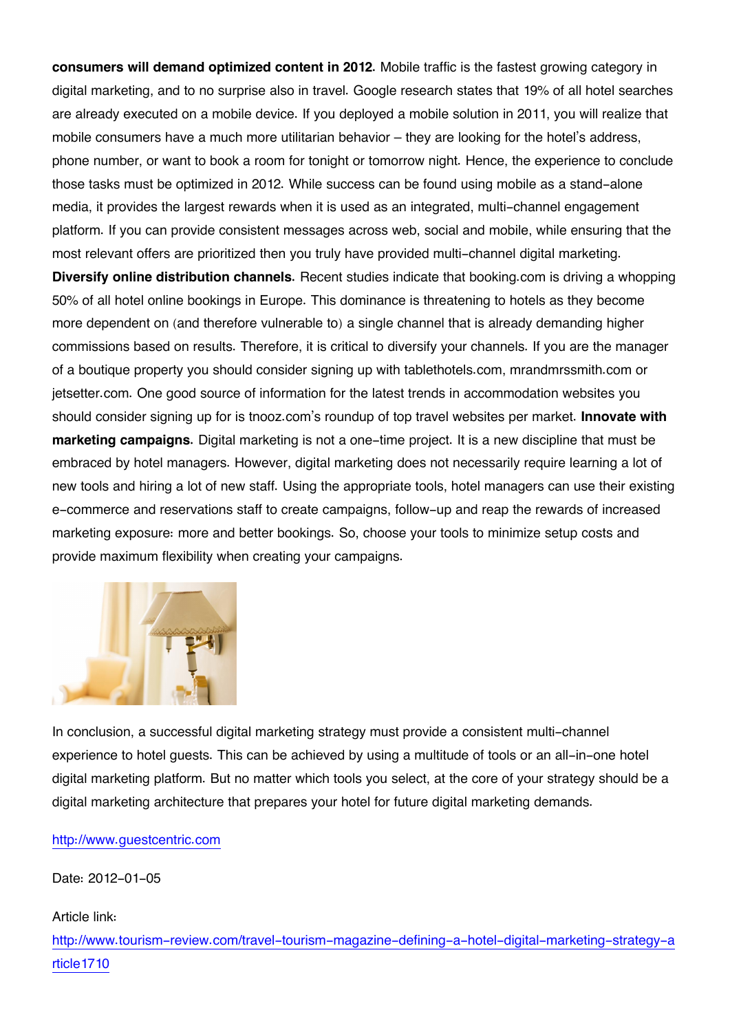**consumers will demand optimized content in 2012**. Mobile traffic is the fastest growing category in digital marketing, and to no surprise also in travel. Google research states that 19% of all hotel searches are already executed on a mobile device. If you deployed a mobile solution in 2011, you will realize that mobile consumers have a much more utilitarian behavior – they are looking for the hotel's address, phone number, or want to book a room for tonight or tomorrow night. Hence, the experience to conclude those tasks must be optimized in 2012. While success can be found using mobile as a stand-alone media, it provides the largest rewards when it is used as an integrated, multi-channel engagement platform. If you can provide consistent messages across web, social and mobile, while ensuring that the most relevant offers are prioritized then you truly have provided multi-channel digital marketing.
**Diversify online distribution channels**. Recent studies indicate that booking.com is driving a whopping 50% of all hotel online bookings in Europe. This dominance is threatening to hotels as they become more dependent on (and therefore vulnerable to) a single channel that is already demanding higher commissions based on results. Therefore, it is critical to diversify your channels. If you are the manager of a boutique property you should consider signing up with tablethotels.com, mrandmrssmith.com or jetsetter.com. One good source of information for the latest trends in accommodation websites you should consider signing up for is tnooz.com's roundup of top travel websites per market. **Innovate with marketing campaigns**. Digital marketing is not a one-time project. It is a new discipline that must be embraced by hotel managers. However, digital marketing does not necessarily require learning a lot of new tools and hiring a lot of new staff. Using the appropriate tools, hotel managers can use their existing e-commerce and reservations staff to create campaigns, follow-up and reap the rewards of increased marketing exposure: more and better bookings. So, choose your tools to minimize setup costs and provide maximum flexibility when creating your campaigns.

In conclusion, a successful digital marketing strategy must provide a consistent multi-channel experience to hotel guests. This can be achieved by using a multitude of tools or an all-in-one hotel digital marketing platform. But no matter which tools you select, at the core of your strategy should be a digital marketing architecture that prepares your hotel for future digital marketing demands.

http://www.guestcentric.com

Date: 2012-01-05

Article link:
http://www.tourism-review.com/travel-tourism-magazine-defining-a-hotel-digital-marketing-strategy-article1710